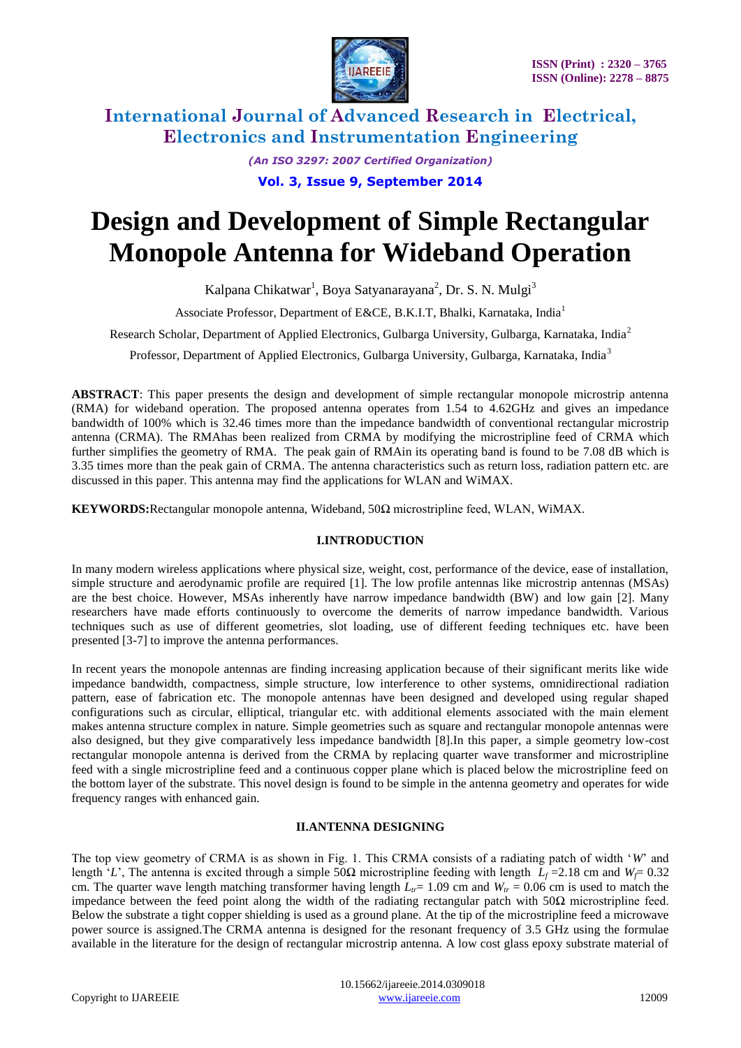# Design and Development of Simple Rectangular Monopole Antenna for Wideband Operation

Kalpana Chikatwar[1], Boya Satyanarayana[2], Dr. S. N. Mulgi[3]

Associate Professor, Department of E&CE, B.K.I.T, Bhalki, Karnataka, India[1]

Research Scholar, Department of Applied Electronics, Gulbarga University, Gulbarga, Karnataka, India[2]

Professor, Department of Applied Electronics, Gulbarga University, Gulbarga, Karnataka, India[3]

**ABSTRACT**: This paper presents the design and development of simple rectangular monopole microstrip antenna (RMA) for wideband operation. The proposed antenna operates from 1.54 to 4.62GHz and gives an impedance bandwidth of 100% which is 32.46 times more than the impedance bandwidth of conventional rectangular microstrip antenna (CRMA). The RMAhas been realized from CRMA by modifying the microstripline feed of CRMA which further simplifies the geometry of RMA. The peak gain of RMAin its operating band is found to be 7.08 dB which is 3.35 times more than the peak gain of CRMA. The antenna characteristics such as return loss, radiation pattern etc. are discussed in this paper. This antenna may find the applications for WLAN and WiMAX.

**KEYWORDS:**Rectangular monopole antenna, Wideband, 50Ω microstripline feed, WLAN, WiMAX.

## I.INTRODUCTION

In many modern wireless applications where physical size, weight, cost, performance of the device, ease of installation, simple structure and aerodynamic profile are required [1]. The low profile antennas like microstrip antennas (MSAs) are the best choice. However, MSAs inherently have narrow impedance bandwidth (BW) and low gain [2]. Many researchers have made efforts continuously to overcome the demerits of narrow impedance bandwidth. Various techniques such as use of different geometries, slot loading, use of different feeding techniques etc. have been presented [3-7] to improve the antenna performances.

In recent years the monopole antennas are finding increasing application because of their significant merits like wide impedance bandwidth, compactness, simple structure, low interference to other systems, omnidirectional radiation pattern, ease of fabrication etc. The monopole antennas have been designed and developed using regular shaped configurations such as circular, elliptical, triangular etc. with additional elements associated with the main element makes antenna structure complex in nature. Simple geometries such as square and rectangular monopole antennas were also designed, but they give comparatively less impedance bandwidth [8].In this paper, a simple geometry low-cost rectangular monopole antenna is derived from the CRMA by replacing quarter wave transformer and microstripline feed with a single microstripline feed and a continuous copper plane which is placed below the microstripline feed on the bottom layer of the substrate. This novel design is found to be simple in the antenna geometry and operates for wide frequency ranges with enhanced gain.

## II.ANTENNA DESIGNING

The top view geometry of CRMA is as shown in Fig. 1. This CRMA consists of a radiating patch of width '*W*' and length '*L*', The antenna is excited through a simple 50Ω microstripline feeding with length $L_f$ =2.18 cm and $W_f$= 0.32 cm. The quarter wave length matching transformer having length $L_{tr}$= 1.09 cm and $W_{tr}$ = 0.06 cm is used to match the impedance between the feed point along the width of the radiating rectangular patch with 50Ω microstripline feed. Below the substrate a tight copper shielding is used as a ground plane. At the tip of the microstripline feed a microwave power source is assigned.The CRMA antenna is designed for the resonant frequency of 3.5 GHz using the formulae available in the literature for the design of rectangular microstrip antenna. A low cost glass epoxy substrate material of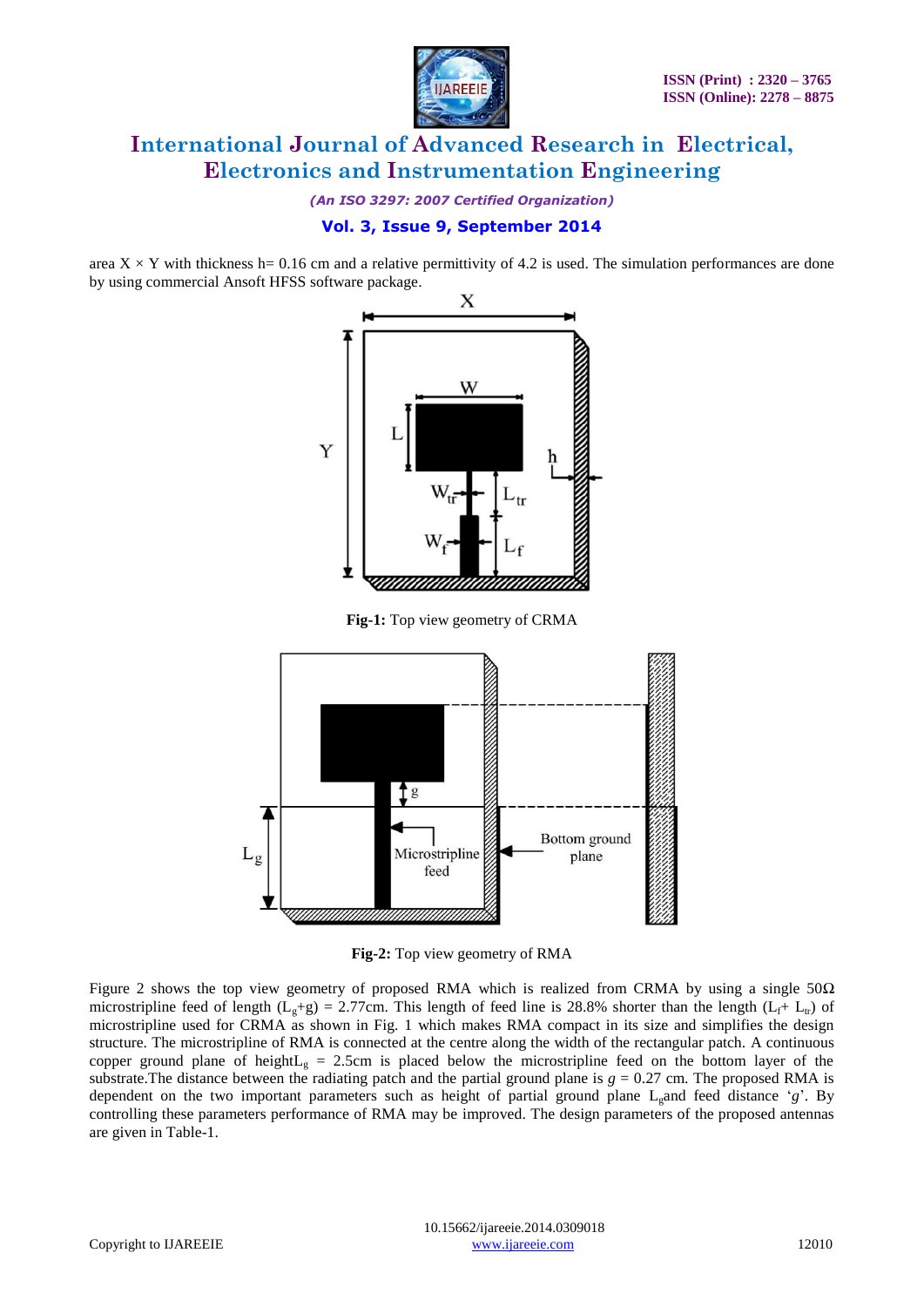area X × Y with thickness h= 0.16 cm and a relative permittivity of 4.2 is used. The simulation performances are done by using commercial Ansoft HFSS software package.

**Fig-1:** Top view geometry of CRMA

**Fig-2:** Top view geometry of RMA

Figure 2 shows the top view geometry of proposed RMA which is realized from CRMA by using a single 50Ω microstripline feed of length ($L_g$+g) = 2.77cm. This length of feed line is 28.8% shorter than the length ($L_f$+ $L_{tr}$) of microstripline used for CRMA as shown in Fig. 1 which makes RMA compact in its size and simplifies the design structure. The microstripline of RMA is connected at the centre along the width of the rectangular patch. A continuous copper ground plane of height$L_g$ = 2.5cm is placed below the microstripline feed on the bottom layer of the substrate.The distance between the radiating patch and the partial ground plane is *g* = 0.27 cm. The proposed RMA is dependent on the two important parameters such as height of partial ground plane $L_g$and feed distance '*g*'. By controlling these parameters performance of RMA may be improved. The design parameters of the proposed antennas are given in Table-1.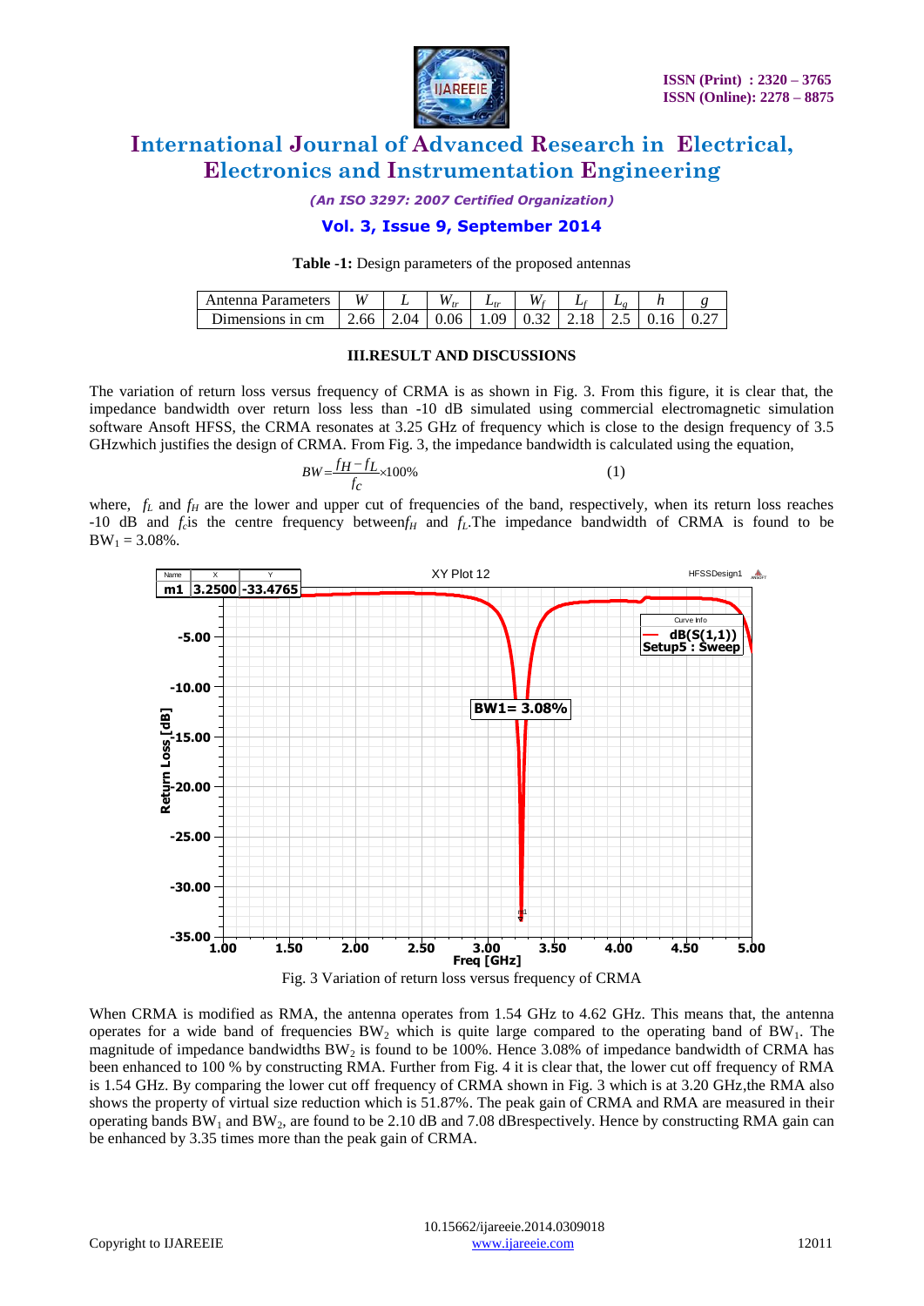**Table -1:** Design parameters of the proposed antennas

| Antenna Parameters | $W$ | $L$ | $W_{tr}$ | $L_{tr}$ | $W_f$ | $L_f$ | $L_g$ | $h$ | $g$ |
|---|---|---|---|---|---|---|---|---|---|
| Dimensions in cm | 2.66 | 2.04 | 0.06 | 1.09 | 0.32 | 2.18 | 2.5 | 0.16 | 0.27 |

### III.RESULT AND DISCUSSIONS

The variation of return loss versus frequency of CRMA is as shown in Fig. 3. From this figure, it is clear that, the impedance bandwidth over return loss less than -10 dB simulated using commercial electromagnetic simulation software Ansoft HFSS, the CRMA resonates at 3.25 GHz of frequency which is close to the design frequency of 3.5 GHzwhich justifies the design of CRMA. From Fig. 3, the impedance bandwidth is calculated using the equation,

$$BW = \frac{f_H - f_L}{f_c} \times 100\% \qquad (1)$$

where, $f_L$ and $f_H$ are the lower and upper cut of frequencies of the band, respectively, when its return loss reaches -10 dB and $f_c$is the centre frequency between$f_H$ and $f_L$.The impedance bandwidth of CRMA is found to be $BW_1$ = 3.08%.

Fig. 3 Variation of return loss versus frequency of CRMA

When CRMA is modified as RMA, the antenna operates from 1.54 GHz to 4.62 GHz. This means that, the antenna operates for a wide band of frequencies $BW_2$ which is quite large compared to the operating band of $BW_1$. The magnitude of impedance bandwidths $BW_2$ is found to be 100%. Hence 3.08% of impedance bandwidth of CRMA has been enhanced to 100 % by constructing RMA. Further from Fig. 4 it is clear that, the lower cut off frequency of RMA is 1.54 GHz. By comparing the lower cut off frequency of CRMA shown in Fig. 3 which is at 3.20 GHz,the RMA also shows the property of virtual size reduction which is 51.87%. The peak gain of CRMA and RMA are measured in their operating bands $BW_1$ and $BW_2$, are found to be 2.10 dB and 7.08 dBrespectively. Hence by constructing RMA gain can be enhanced by 3.35 times more than the peak gain of CRMA.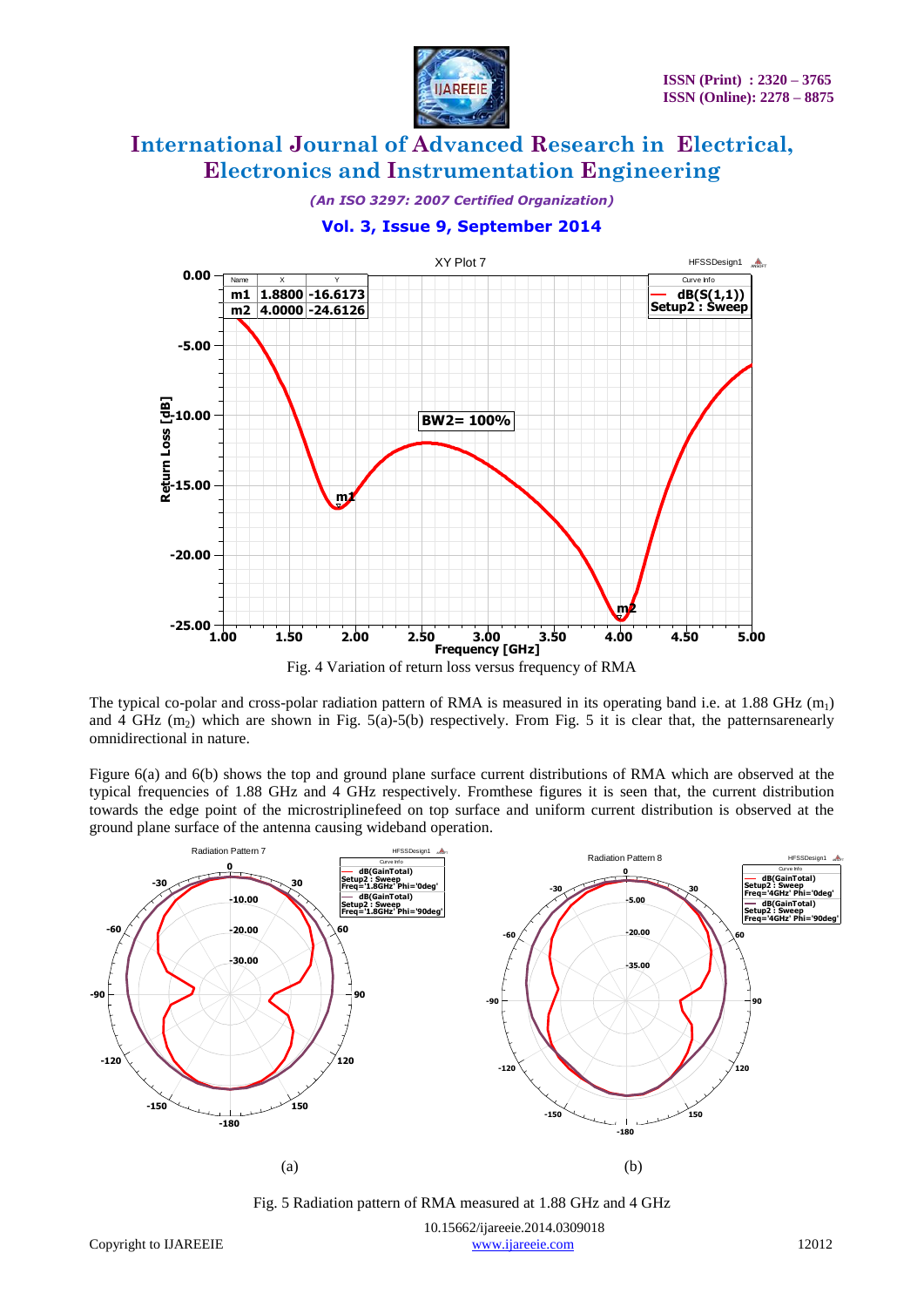Fig. 4 Variation of return loss versus frequency of RMA

The typical co-polar and cross-polar radiation pattern of RMA is measured in its operating band i.e. at 1.88 GHz ($m_1$) and 4 GHz ($m_2$) which are shown in Fig. 5(a)-5(b) respectively. From Fig. 5 it is clear that, the patternsarenearly omnidirectional in nature.

Figure 6(a) and 6(b) shows the top and ground plane surface current distributions of RMA which are observed at the typical frequencies of 1.88 GHz and 4 GHz respectively. Fromthese figures it is seen that, the current distribution towards the edge point of the microstriplinefeed on top surface and uniform current distribution is observed at the ground plane surface of the antenna causing wideband operation.

(a)

(b)

Fig. 5 Radiation pattern of RMA measured at 1.88 GHz and 4 GHz

10.15662/ijareeie.2014.0309018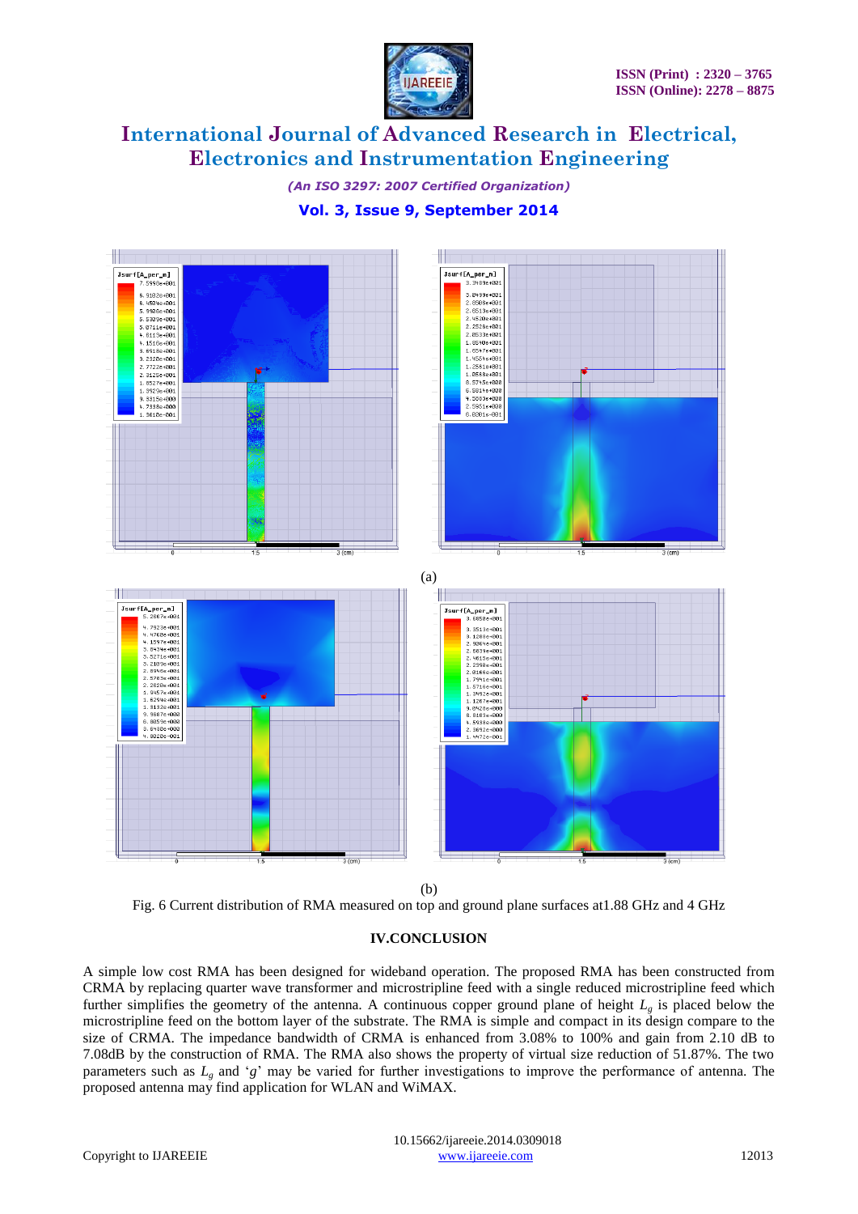(a)

(b)

Fig. 6 Current distribution of RMA measured on top and ground plane surfaces at1.88 GHz and 4 GHz

## IV.CONCLUSION

A simple low cost RMA has been designed for wideband operation. The proposed RMA has been constructed from CRMA by replacing quarter wave transformer and microstripline feed with a single reduced microstripline feed which further simplifies the geometry of the antenna. A continuous copper ground plane of height $L_g$ is placed below the microstripline feed on the bottom layer of the substrate. The RMA is simple and compact in its design compare to the size of CRMA. The impedance bandwidth of CRMA is enhanced from 3.08% to 100% and gain from 2.10 dB to 7.08dB by the construction of RMA. The RMA also shows the property of virtual size reduction of 51.87%. The two parameters such as $L_g$ and '$g$' may be varied for further investigations to improve the performance of antenna. The proposed antenna may find application for WLAN and WiMAX.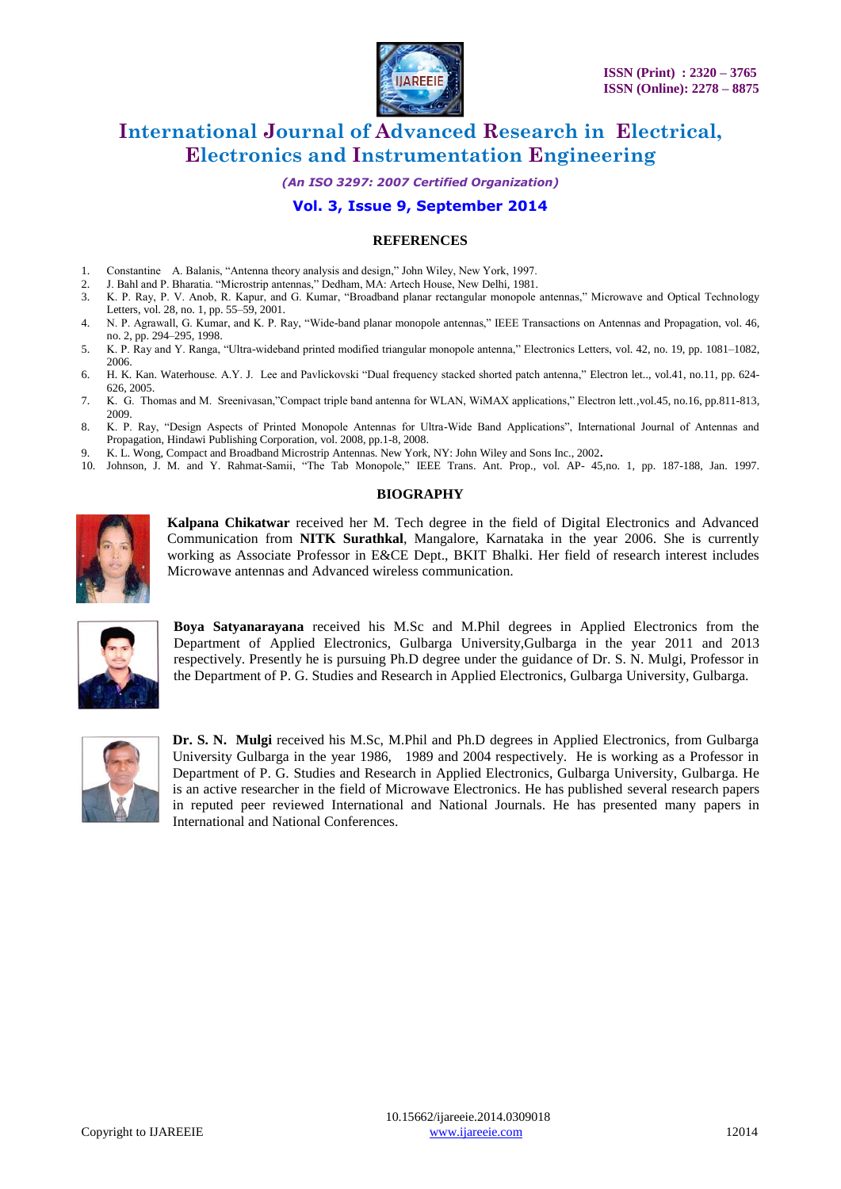## REFERENCES

1. Constantine A. Balanis, "Antenna theory analysis and design," John Wiley, New York, 1997.
2. J. Bahl and P. Bharatia. "Microstrip antennas," Dedham, MA: Artech House, New Delhi, 1981.
3. K. P. Ray, P. V. Anob, R. Kapur, and G. Kumar, "Broadband planar rectangular monopole antennas," Microwave and Optical Technology Letters, vol. 28, no. 1, pp. 55–59, 2001.
4. N. P. Agrawall, G. Kumar, and K. P. Ray, "Wide-band planar monopole antennas," IEEE Transactions on Antennas and Propagation, vol. 46, no. 2, pp. 294–295, 1998.
5. K. P. Ray and Y. Ranga, "Ultra-wideband printed modified triangular monopole antenna," Electronics Letters, vol. 42, no. 19, pp. 1081–1082, 2006.
6. H. K. Kan. Waterhouse. A.Y. J. Lee and Pavlickovski "Dual frequency stacked shorted patch antenna," Electron let.., vol.41, no.11, pp. 624-626, 2005.
7. K. G. Thomas and M. Sreenivasan,"Compact triple band antenna for WLAN, WiMAX applications," Electron lett.,vol.45, no.16, pp.811-813, 2009.
8. K. P. Ray, "Design Aspects of Printed Monopole Antennas for Ultra-Wide Band Applications", International Journal of Antennas and Propagation, Hindawi Publishing Corporation, vol. 2008, pp.1-8, 2008.
9. K. L. Wong, Compact and Broadband Microstrip Antennas. New York, NY: John Wiley and Sons Inc., 2002.
10. Johnson, J. M. and Y. Rahmat-Samii, "The Tab Monopole," IEEE Trans. Ant. Prop., vol. AP- 45,no. 1, pp. 187-188, Jan. 1997.

## BIOGRAPHY

**Kalpana Chikatwar** received her M. Tech degree in the field of Digital Electronics and Advanced Communication from **NITK Surathkal**, Mangalore, Karnataka in the year 2006. She is currently working as Associate Professor in E&CE Dept., BKIT Bhalki. Her field of research interest includes Microwave antennas and Advanced wireless communication.

**Boya Satyanarayana** received his M.Sc and M.Phil degrees in Applied Electronics from the Department of Applied Electronics, Gulbarga University,Gulbarga in the year 2011 and 2013 respectively. Presently he is pursuing Ph.D degree under the guidance of Dr. S. N. Mulgi, Professor in the Department of P. G. Studies and Research in Applied Electronics, Gulbarga University, Gulbarga.

**Dr. S. N. Mulgi** received his M.Sc, M.Phil and Ph.D degrees in Applied Electronics, from Gulbarga University Gulbarga in the year 1986, 1989 and 2004 respectively. He is working as a Professor in Department of P. G. Studies and Research in Applied Electronics, Gulbarga University, Gulbarga. He is an active researcher in the field of Microwave Electronics. He has published several research papers in reputed peer reviewed International and National Journals. He has presented many papers in International and National Conferences.